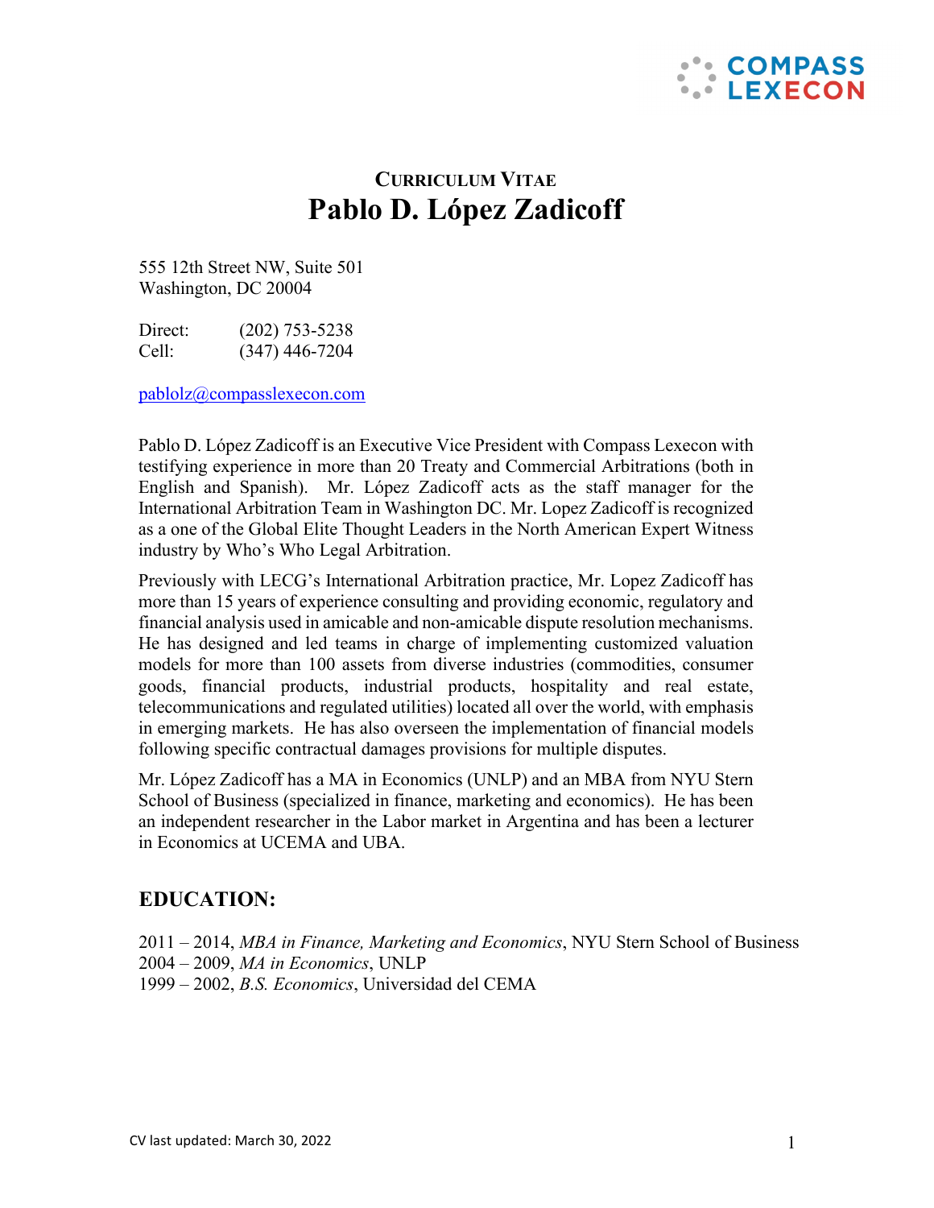# CURRICULUM VITAE
# Pablo D. López Zadicoff

555 12th Street NW, Suite 501
Washington, DC 20004

Direct: (202) 753-5238
Cell: (347) 446-7204

pablolz@compasslexecon.com

Pablo D. López Zadicoff is an Executive Vice President with Compass Lexecon with testifying experience in more than 20 Treaty and Commercial Arbitrations (both in English and Spanish). Mr. López Zadicoff acts as the staff manager for the International Arbitration Team in Washington DC. Mr. Lopez Zadicoff is recognized as a one of the Global Elite Thought Leaders in the North American Expert Witness industry by Who's Who Legal Arbitration.

Previously with LECG's International Arbitration practice, Mr. Lopez Zadicoff has more than 15 years of experience consulting and providing economic, regulatory and financial analysis used in amicable and non-amicable dispute resolution mechanisms. He has designed and led teams in charge of implementing customized valuation models for more than 100 assets from diverse industries (commodities, consumer goods, financial products, industrial products, hospitality and real estate, telecommunications and regulated utilities) located all over the world, with emphasis in emerging markets. He has also overseen the implementation of financial models following specific contractual damages provisions for multiple disputes.

Mr. López Zadicoff has a MA in Economics (UNLP) and an MBA from NYU Stern School of Business (specialized in finance, marketing and economics). He has been an independent researcher in the Labor market in Argentina and has been a lecturer in Economics at UCEMA and UBA.

## EDUCATION:

2011 – 2014, *MBA in Finance, Marketing and Economics*, NYU Stern School of Business
2004 – 2009, *MA in Economics*, UNLP
1999 – 2002, *B.S. Economics*, Universidad del CEMA

CV last updated: March 30, 2022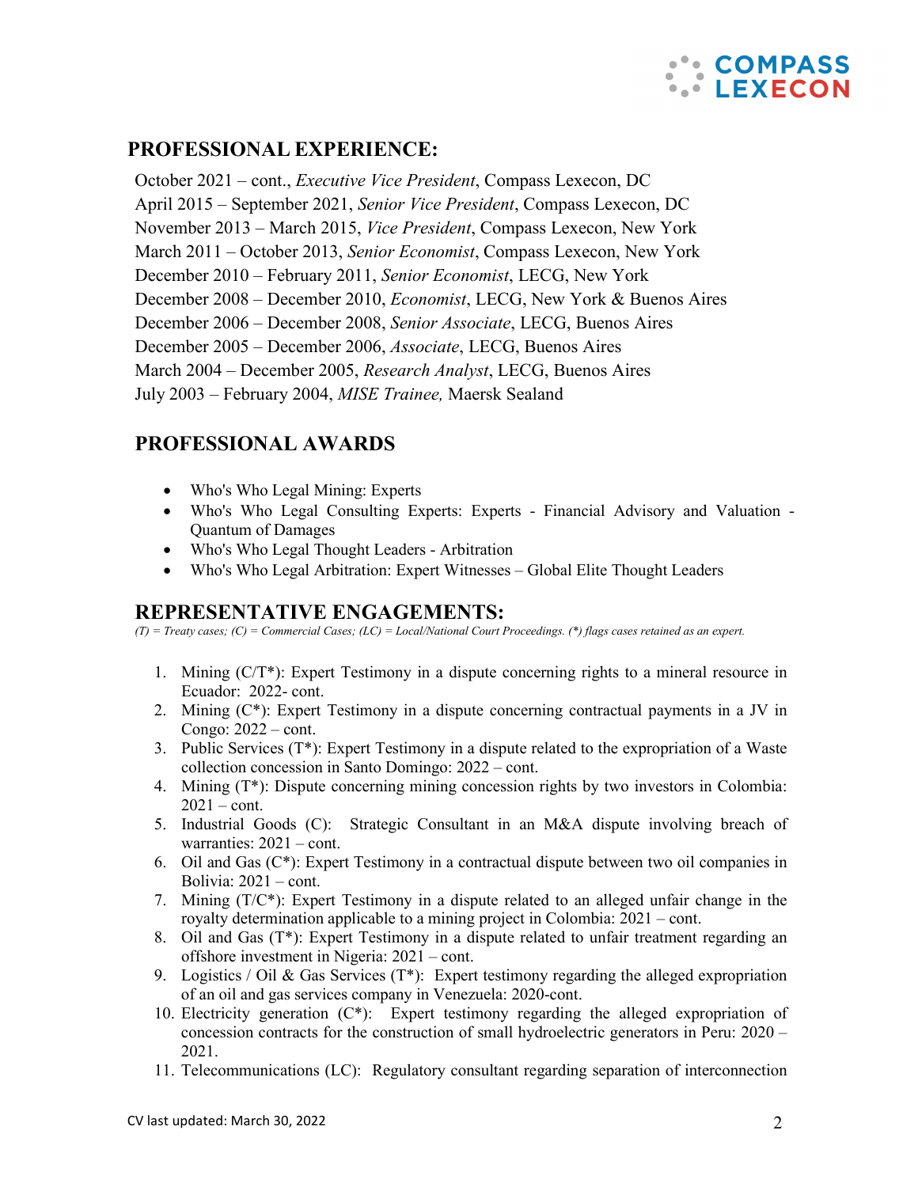## PROFESSIONAL EXPERIENCE:

October 2021 – cont., *Executive Vice President*, Compass Lexecon, DC
April 2015 – September 2021, *Senior Vice President*, Compass Lexecon, DC
November 2013 – March 2015, *Vice President*, Compass Lexecon, New York
March 2011 – October 2013, *Senior Economist*, Compass Lexecon, New York
December 2010 – February 2011, *Senior Economist*, LECG, New York
December 2008 – December 2010, *Economist*, LECG, New York & Buenos Aires
December 2006 – December 2008, *Senior Associate*, LECG, Buenos Aires
December 2005 – December 2006, *Associate*, LECG, Buenos Aires
March 2004 – December 2005, *Research Analyst*, LECG, Buenos Aires
July 2003 – February 2004, *MISE Trainee,* Maersk Sealand

## PROFESSIONAL AWARDS

- Who's Who Legal Mining: Experts
- Who's Who Legal Consulting Experts: Experts - Financial Advisory and Valuation - Quantum of Damages
- Who's Who Legal Thought Leaders - Arbitration
- Who's Who Legal Arbitration: Expert Witnesses – Global Elite Thought Leaders

## REPRESENTATIVE ENGAGEMENTS:

*(T) = Treaty cases; (C) = Commercial Cases; (LC) = Local/National Court Proceedings. (*) flags cases retained as an expert.*

1. Mining (C/T*): Expert Testimony in a dispute concerning rights to a mineral resource in Ecuador: 2022- cont.
2. Mining (C*): Expert Testimony in a dispute concerning contractual payments in a JV in Congo: 2022 – cont.
3. Public Services (T*): Expert Testimony in a dispute related to the expropriation of a Waste collection concession in Santo Domingo: 2022 – cont.
4. Mining (T*): Dispute concerning mining concession rights by two investors in Colombia: 2021 – cont.
5. Industrial Goods (C): Strategic Consultant in an M&A dispute involving breach of warranties: 2021 – cont.
6. Oil and Gas (C*): Expert Testimony in a contractual dispute between two oil companies in Bolivia: 2021 – cont.
7. Mining (T/C*): Expert Testimony in a dispute related to an alleged unfair change in the royalty determination applicable to a mining project in Colombia: 2021 – cont.
8. Oil and Gas (T*): Expert Testimony in a dispute related to unfair treatment regarding an offshore investment in Nigeria: 2021 – cont.
9. Logistics / Oil & Gas Services (T*): Expert testimony regarding the alleged expropriation of an oil and gas services company in Venezuela: 2020-cont.
10. Electricity generation (C*): Expert testimony regarding the alleged expropriation of concession contracts for the construction of small hydroelectric generators in Peru: 2020 – 2021.
11. Telecommunications (LC): Regulatory consultant regarding separation of interconnection

CV last updated: March 30, 2022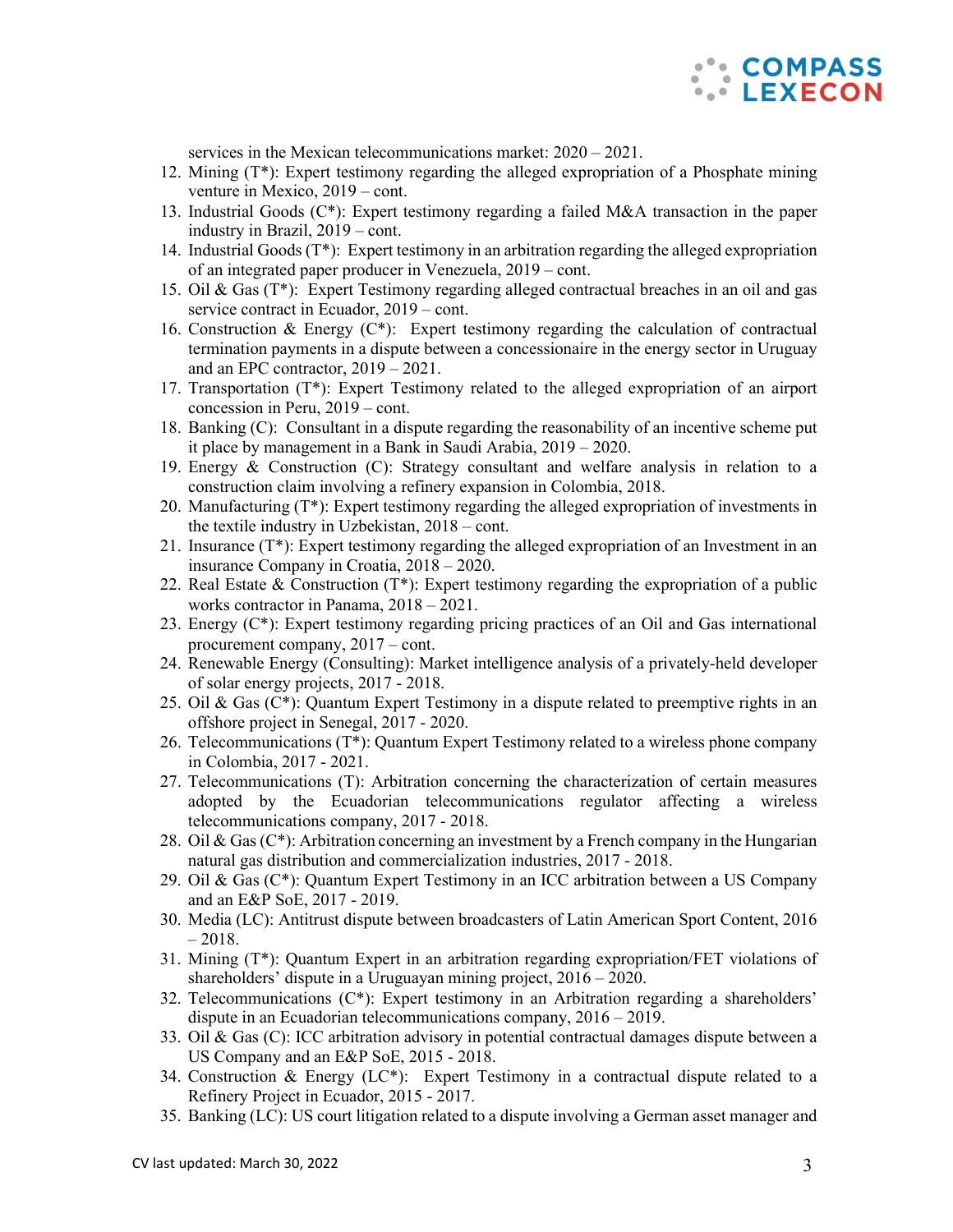services in the Mexican telecommunications market: 2020 – 2021.

12. Mining (T*): Expert testimony regarding the alleged expropriation of a Phosphate mining venture in Mexico, 2019 – cont.
13. Industrial Goods (C*): Expert testimony regarding a failed M&A transaction in the paper industry in Brazil, 2019 – cont.
14. Industrial Goods (T*): Expert testimony in an arbitration regarding the alleged expropriation of an integrated paper producer in Venezuela, 2019 – cont.
15. Oil & Gas (T*): Expert Testimony regarding alleged contractual breaches in an oil and gas service contract in Ecuador, 2019 – cont.
16. Construction & Energy (C*): Expert testimony regarding the calculation of contractual termination payments in a dispute between a concessionaire in the energy sector in Uruguay and an EPC contractor, 2019 – 2021.
17. Transportation (T*): Expert Testimony related to the alleged expropriation of an airport concession in Peru, 2019 – cont.
18. Banking (C): Consultant in a dispute regarding the reasonability of an incentive scheme put it place by management in a Bank in Saudi Arabia, 2019 – 2020.
19. Energy & Construction (C): Strategy consultant and welfare analysis in relation to a construction claim involving a refinery expansion in Colombia, 2018.
20. Manufacturing (T*): Expert testimony regarding the alleged expropriation of investments in the textile industry in Uzbekistan, 2018 – cont.
21. Insurance (T*): Expert testimony regarding the alleged expropriation of an Investment in an insurance Company in Croatia, 2018 – 2020.
22. Real Estate & Construction (T*): Expert testimony regarding the expropriation of a public works contractor in Panama, 2018 – 2021.
23. Energy (C*): Expert testimony regarding pricing practices of an Oil and Gas international procurement company, 2017 – cont.
24. Renewable Energy (Consulting): Market intelligence analysis of a privately-held developer of solar energy projects, 2017 - 2018.
25. Oil & Gas (C*): Quantum Expert Testimony in a dispute related to preemptive rights in an offshore project in Senegal, 2017 - 2020.
26. Telecommunications (T*): Quantum Expert Testimony related to a wireless phone company in Colombia, 2017 - 2021.
27. Telecommunications (T): Arbitration concerning the characterization of certain measures adopted by the Ecuadorian telecommunications regulator affecting a wireless telecommunications company, 2017 - 2018.
28. Oil & Gas (C*): Arbitration concerning an investment by a French company in the Hungarian natural gas distribution and commercialization industries, 2017 - 2018.
29. Oil & Gas (C*): Quantum Expert Testimony in an ICC arbitration between a US Company and an E&P SoE, 2017 - 2019.
30. Media (LC): Antitrust dispute between broadcasters of Latin American Sport Content, 2016 – 2018.
31. Mining (T*): Quantum Expert in an arbitration regarding expropriation/FET violations of shareholders' dispute in a Uruguayan mining project, 2016 – 2020.
32. Telecommunications (C*): Expert testimony in an Arbitration regarding a shareholders' dispute in an Ecuadorian telecommunications company, 2016 – 2019.
33. Oil & Gas (C): ICC arbitration advisory in potential contractual damages dispute between a US Company and an E&P SoE, 2015 - 2018.
34. Construction & Energy (LC*): Expert Testimony in a contractual dispute related to a Refinery Project in Ecuador, 2015 - 2017.
35. Banking (LC): US court litigation related to a dispute involving a German asset manager and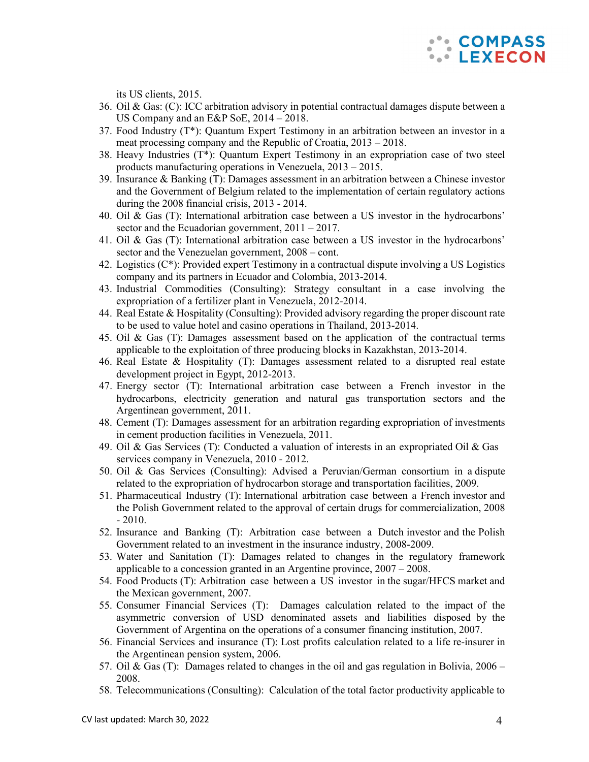its US clients, 2015.

36. Oil & Gas: (C): ICC arbitration advisory in potential contractual damages dispute between a US Company and an E&P SoE, 2014 – 2018.
37. Food Industry (T*): Quantum Expert Testimony in an arbitration between an investor in a meat processing company and the Republic of Croatia, 2013 – 2018.
38. Heavy Industries (T*): Quantum Expert Testimony in an expropriation case of two steel products manufacturing operations in Venezuela, 2013 – 2015.
39. Insurance & Banking (T): Damages assessment in an arbitration between a Chinese investor and the Government of Belgium related to the implementation of certain regulatory actions during the 2008 financial crisis, 2013 - 2014.
40. Oil & Gas (T): International arbitration case between a US investor in the hydrocarbons' sector and the Ecuadorian government, 2011 – 2017.
41. Oil & Gas (T): International arbitration case between a US investor in the hydrocarbons' sector and the Venezuelan government, 2008 – cont.
42. Logistics (C*): Provided expert Testimony in a contractual dispute involving a US Logistics company and its partners in Ecuador and Colombia, 2013-2014.
43. Industrial Commodities (Consulting): Strategy consultant in a case involving the expropriation of a fertilizer plant in Venezuela, 2012-2014.
44. Real Estate & Hospitality (Consulting): Provided advisory regarding the proper discount rate to be used to value hotel and casino operations in Thailand, 2013-2014.
45. Oil & Gas (T): Damages assessment based on the application of the contractual terms applicable to the exploitation of three producing blocks in Kazakhstan, 2013-2014.
46. Real Estate & Hospitality (T): Damages assessment related to a disrupted real estate development project in Egypt, 2012-2013.
47. Energy sector (T): International arbitration case between a French investor in the hydrocarbons, electricity generation and natural gas transportation sectors and the Argentinean government, 2011.
48. Cement (T): Damages assessment for an arbitration regarding expropriation of investments in cement production facilities in Venezuela, 2011.
49. Oil & Gas Services (T): Conducted a valuation of interests in an expropriated Oil & Gas services company in Venezuela, 2010 - 2012.
50. Oil & Gas Services (Consulting): Advised a Peruvian/German consortium in a dispute related to the expropriation of hydrocarbon storage and transportation facilities, 2009.
51. Pharmaceutical Industry (T): International arbitration case between a French investor and the Polish Government related to the approval of certain drugs for commercialization, 2008 - 2010.
52. Insurance and Banking (T): Arbitration case between a Dutch investor and the Polish Government related to an investment in the insurance industry, 2008-2009.
53. Water and Sanitation (T): Damages related to changes in the regulatory framework applicable to a concession granted in an Argentine province, 2007 – 2008.
54. Food Products (T): Arbitration case between a US investor in the sugar/HFCS market and the Mexican government, 2007.
55. Consumer Financial Services (T): Damages calculation related to the impact of the asymmetric conversion of USD denominated assets and liabilities disposed by the Government of Argentina on the operations of a consumer financing institution, 2007.
56. Financial Services and insurance (T): Lost profits calculation related to a life re-insurer in the Argentinean pension system, 2006.
57. Oil & Gas (T): Damages related to changes in the oil and gas regulation in Bolivia, 2006 – 2008.
58. Telecommunications (Consulting): Calculation of the total factor productivity applicable to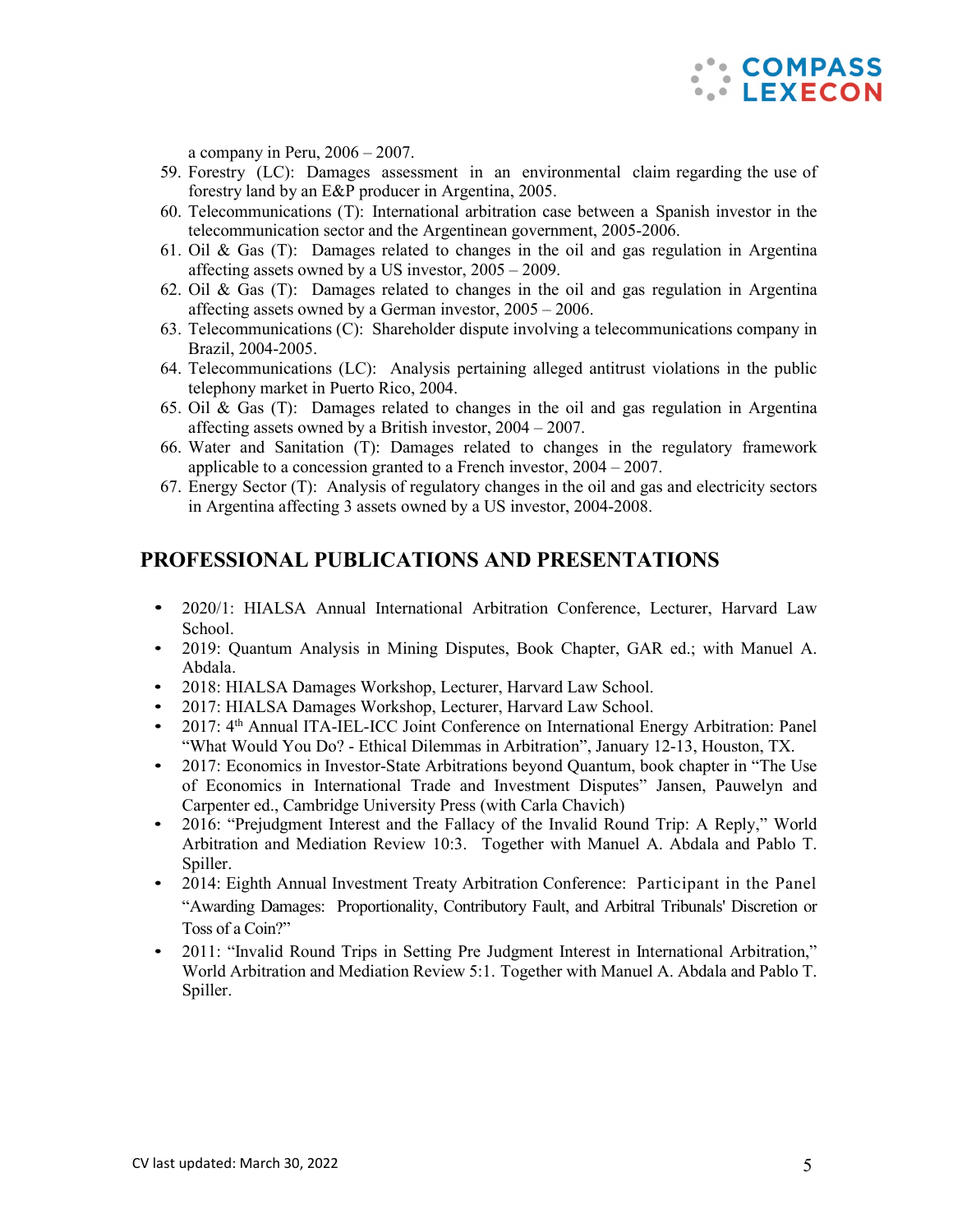a company in Peru, 2006 – 2007.

59. Forestry (LC): Damages assessment in an environmental claim regarding the use of forestry land by an E&P producer in Argentina, 2005.
60. Telecommunications (T): International arbitration case between a Spanish investor in the telecommunication sector and the Argentinean government, 2005-2006.
61. Oil & Gas (T): Damages related to changes in the oil and gas regulation in Argentina affecting assets owned by a US investor, 2005 – 2009.
62. Oil & Gas (T): Damages related to changes in the oil and gas regulation in Argentina affecting assets owned by a German investor, 2005 – 2006.
63. Telecommunications (C): Shareholder dispute involving a telecommunications company in Brazil, 2004-2005.
64. Telecommunications (LC): Analysis pertaining alleged antitrust violations in the public telephony market in Puerto Rico, 2004.
65. Oil & Gas (T): Damages related to changes in the oil and gas regulation in Argentina affecting assets owned by a British investor, 2004 – 2007.
66. Water and Sanitation (T): Damages related to changes in the regulatory framework applicable to a concession granted to a French investor, 2004 – 2007.
67. Energy Sector (T): Analysis of regulatory changes in the oil and gas and electricity sectors in Argentina affecting 3 assets owned by a US investor, 2004-2008.

## PROFESSIONAL PUBLICATIONS AND PRESENTATIONS

- 2020/1: HIALSA Annual International Arbitration Conference, Lecturer, Harvard Law School.
- 2019: Quantum Analysis in Mining Disputes, Book Chapter, GAR ed.; with Manuel A. Abdala.
- 2018: HIALSA Damages Workshop, Lecturer, Harvard Law School.
- 2017: HIALSA Damages Workshop, Lecturer, Harvard Law School.
- 2017: 4th Annual ITA-IEL-ICC Joint Conference on International Energy Arbitration: Panel "What Would You Do? - Ethical Dilemmas in Arbitration", January 12-13, Houston, TX.
- 2017: Economics in Investor-State Arbitrations beyond Quantum, book chapter in "The Use of Economics in International Trade and Investment Disputes" Jansen, Pauwelyn and Carpenter ed., Cambridge University Press (with Carla Chavich)
- 2016: "Prejudgment Interest and the Fallacy of the Invalid Round Trip: A Reply," World Arbitration and Mediation Review 10:3. Together with Manuel A. Abdala and Pablo T. Spiller.
- 2014: Eighth Annual Investment Treaty Arbitration Conference: Participant in the Panel "Awarding Damages: Proportionality, Contributory Fault, and Arbitral Tribunals' Discretion or Toss of a Coin?"
- 2011: "Invalid Round Trips in Setting Pre Judgment Interest in International Arbitration," World Arbitration and Mediation Review 5:1. Together with Manuel A. Abdala and Pablo T. Spiller.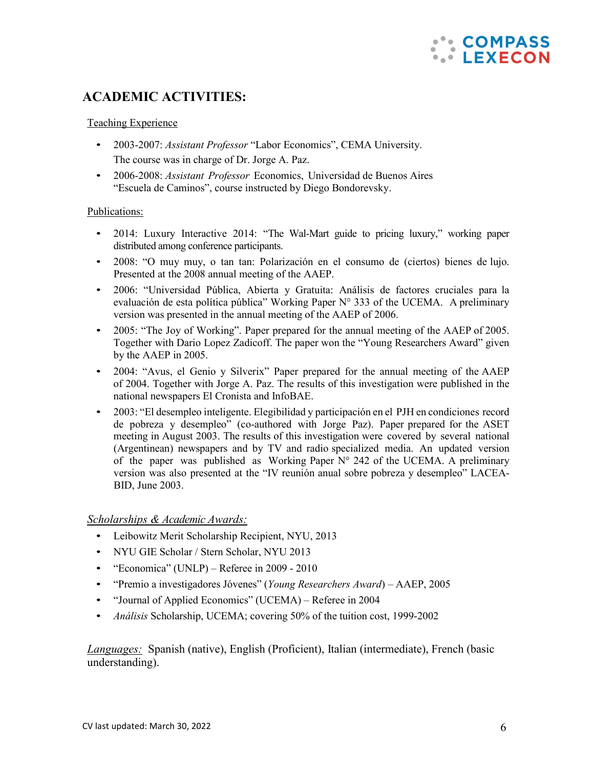## ACADEMIC ACTIVITIES:

Teaching Experience

- 2003-2007: *Assistant Professor* "Labor Economics", CEMA University. The course was in charge of Dr. Jorge A. Paz.
- 2006-2008: *Assistant Professor* Economics, Universidad de Buenos Aires "Escuela de Caminos", course instructed by Diego Bondorevsky.

Publications:

- 2014: Luxury Interactive 2014: "The Wal-Mart guide to pricing luxury," working paper distributed among conference participants.
- 2008: "O muy muy, o tan tan: Polarización en el consumo de (ciertos) bienes de lujo. Presented at the 2008 annual meeting of the AAEP.
- 2006: "Universidad Pública, Abierta y Gratuita: Análisis de factores cruciales para la evaluación de esta política pública" Working Paper N° 333 of the UCEMA. A preliminary version was presented in the annual meeting of the AAEP of 2006.
- 2005: "The Joy of Working". Paper prepared for the annual meeting of the AAEP of 2005. Together with Dario Lopez Zadicoff. The paper won the "Young Researchers Award" given by the AAEP in 2005.
- 2004: "Avus, el Genio y Silverix" Paper prepared for the annual meeting of the AAEP of 2004. Together with Jorge A. Paz. The results of this investigation were published in the national newspapers El Cronista and InfoBAE.
- 2003: "El desempleo inteligente. Elegibilidad y participación en el PJH en condiciones record de pobreza y desempleo" (co-authored with Jorge Paz). Paper prepared for the ASET meeting in August 2003. The results of this investigation were covered by several national (Argentinean) newspapers and by TV and radio specialized media. An updated version of the paper was published as Working Paper N° 242 of the UCEMA. A preliminary version was also presented at the "IV reunión anual sobre pobreza y desempleo" LACEA-BID, June 2003.

*Scholarships & Academic Awards:*

- Leibowitz Merit Scholarship Recipient, NYU, 2013
- NYU GIE Scholar / Stern Scholar, NYU 2013
- "Economica" (UNLP) – Referee in 2009 - 2010
- "Premio a investigadores Jóvenes" (*Young Researchers Award*) – AAEP, 2005
- "Journal of Applied Economics" (UCEMA) – Referee in 2004
- *Análisis* Scholarship, UCEMA; covering 50% of the tuition cost, 1999-2002

*Languages:* Spanish (native), English (Proficient), Italian (intermediate), French (basic understanding).